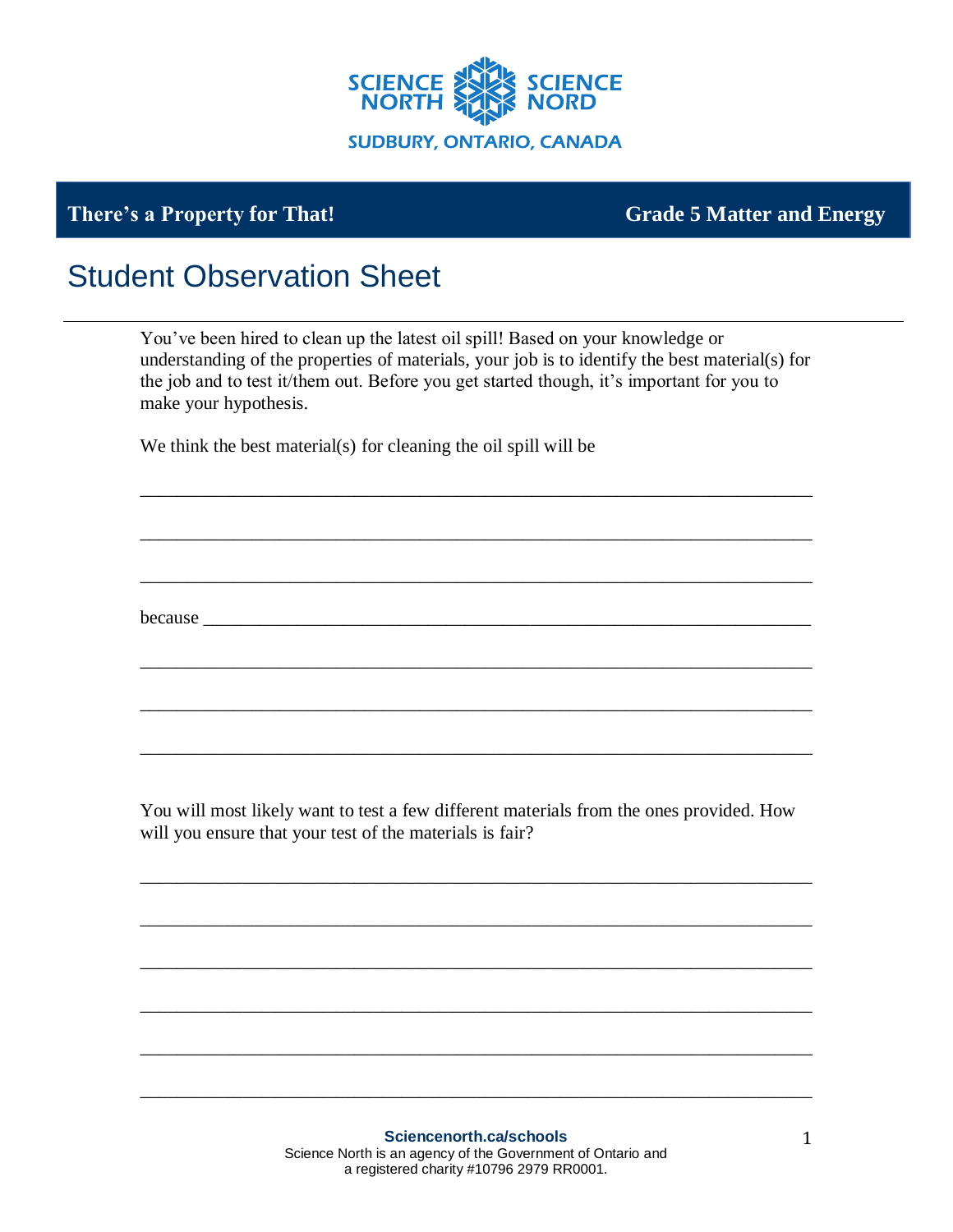SCIENCE NORTH | SCIENCE NORD

SUDBURY, ONTARIO, CANADA

**There's a Property for That!** | **Grade 5 Matter and Energy**

# Student Observation Sheet

You've been hired to clean up the latest oil spill! Based on your knowledge or understanding of the properties of materials, your job is to identify the best material(s) for the job and to test it/them out. Before you get started though, it's important for you to make your hypothesis.

We think the best material(s) for cleaning the oil spill will be

_______________________________________________________________________

_______________________________________________________________________

_______________________________________________________________________

because _________________________________________________________________

_______________________________________________________________________

_______________________________________________________________________

_______________________________________________________________________

You will most likely want to test a few different materials from the ones provided. How will you ensure that your test of the materials is fair?

_______________________________________________________________________

_______________________________________________________________________

_______________________________________________________________________

_______________________________________________________________________

_______________________________________________________________________

_______________________________________________________________________

**Sciencenorth.ca/schools**
Science North is an agency of the Government of Ontario and a registered charity #10796 2979 RR0001.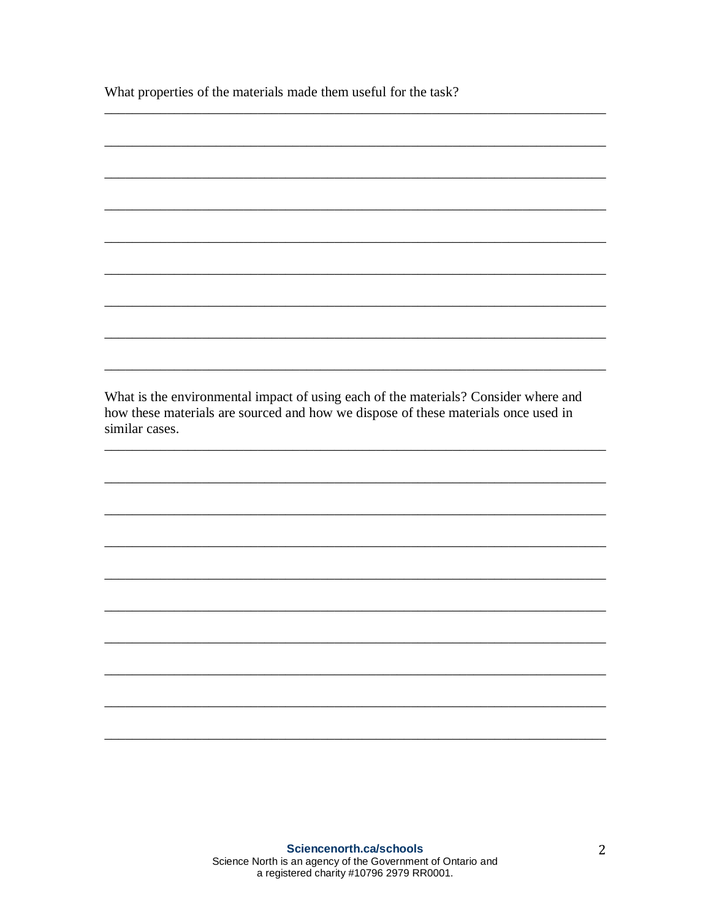What properties of the materials made them useful for the task?

\_\_\_\_\_\_\_\_\_\_\_\_\_\_\_\_\_\_\_\_\_\_\_\_\_\_\_\_\_\_\_\_\_\_\_\_\_\_\_\_\_\_\_\_\_\_\_\_\_\_\_\_\_\_\_\_\_\_\_\_\_\_\_\_\_\_\_\_\_\_\_\_

\_\_\_\_\_\_\_\_\_\_\_\_\_\_\_\_\_\_\_\_\_\_\_\_\_\_\_\_\_\_\_\_\_\_\_\_\_\_\_\_\_\_\_\_\_\_\_\_\_\_\_\_\_\_\_\_\_\_\_\_\_\_\_\_\_\_\_\_\_\_\_\_

\_\_\_\_\_\_\_\_\_\_\_\_\_\_\_\_\_\_\_\_\_\_\_\_\_\_\_\_\_\_\_\_\_\_\_\_\_\_\_\_\_\_\_\_\_\_\_\_\_\_\_\_\_\_\_\_\_\_\_\_\_\_\_\_\_\_\_\_\_\_\_\_

\_\_\_\_\_\_\_\_\_\_\_\_\_\_\_\_\_\_\_\_\_\_\_\_\_\_\_\_\_\_\_\_\_\_\_\_\_\_\_\_\_\_\_\_\_\_\_\_\_\_\_\_\_\_\_\_\_\_\_\_\_\_\_\_\_\_\_\_\_\_\_\_

\_\_\_\_\_\_\_\_\_\_\_\_\_\_\_\_\_\_\_\_\_\_\_\_\_\_\_\_\_\_\_\_\_\_\_\_\_\_\_\_\_\_\_\_\_\_\_\_\_\_\_\_\_\_\_\_\_\_\_\_\_\_\_\_\_\_\_\_\_\_\_\_

\_\_\_\_\_\_\_\_\_\_\_\_\_\_\_\_\_\_\_\_\_\_\_\_\_\_\_\_\_\_\_\_\_\_\_\_\_\_\_\_\_\_\_\_\_\_\_\_\_\_\_\_\_\_\_\_\_\_\_\_\_\_\_\_\_\_\_\_\_\_\_\_

\_\_\_\_\_\_\_\_\_\_\_\_\_\_\_\_\_\_\_\_\_\_\_\_\_\_\_\_\_\_\_\_\_\_\_\_\_\_\_\_\_\_\_\_\_\_\_\_\_\_\_\_\_\_\_\_\_\_\_\_\_\_\_\_\_\_\_\_\_\_\_\_

\_\_\_\_\_\_\_\_\_\_\_\_\_\_\_\_\_\_\_\_\_\_\_\_\_\_\_\_\_\_\_\_\_\_\_\_\_\_\_\_\_\_\_\_\_\_\_\_\_\_\_\_\_\_\_\_\_\_\_\_\_\_\_\_\_\_\_\_\_\_\_\_

\_\_\_\_\_\_\_\_\_\_\_\_\_\_\_\_\_\_\_\_\_\_\_\_\_\_\_\_\_\_\_\_\_\_\_\_\_\_\_\_\_\_\_\_\_\_\_\_\_\_\_\_\_\_\_\_\_\_\_\_\_\_\_\_\_\_\_\_\_\_\_\_

What is the environmental impact of using each of the materials? Consider where and how these materials are sourced and how we dispose of these materials once used in similar cases.

\_\_\_\_\_\_\_\_\_\_\_\_\_\_\_\_\_\_\_\_\_\_\_\_\_\_\_\_\_\_\_\_\_\_\_\_\_\_\_\_\_\_\_\_\_\_\_\_\_\_\_\_\_\_\_\_\_\_\_\_\_\_\_\_\_\_\_\_\_\_\_\_

\_\_\_\_\_\_\_\_\_\_\_\_\_\_\_\_\_\_\_\_\_\_\_\_\_\_\_\_\_\_\_\_\_\_\_\_\_\_\_\_\_\_\_\_\_\_\_\_\_\_\_\_\_\_\_\_\_\_\_\_\_\_\_\_\_\_\_\_\_\_\_\_

\_\_\_\_\_\_\_\_\_\_\_\_\_\_\_\_\_\_\_\_\_\_\_\_\_\_\_\_\_\_\_\_\_\_\_\_\_\_\_\_\_\_\_\_\_\_\_\_\_\_\_\_\_\_\_\_\_\_\_\_\_\_\_\_\_\_\_\_\_\_\_\_

\_\_\_\_\_\_\_\_\_\_\_\_\_\_\_\_\_\_\_\_\_\_\_\_\_\_\_\_\_\_\_\_\_\_\_\_\_\_\_\_\_\_\_\_\_\_\_\_\_\_\_\_\_\_\_\_\_\_\_\_\_\_\_\_\_\_\_\_\_\_\_\_

\_\_\_\_\_\_\_\_\_\_\_\_\_\_\_\_\_\_\_\_\_\_\_\_\_\_\_\_\_\_\_\_\_\_\_\_\_\_\_\_\_\_\_\_\_\_\_\_\_\_\_\_\_\_\_\_\_\_\_\_\_\_\_\_\_\_\_\_\_\_\_\_

\_\_\_\_\_\_\_\_\_\_\_\_\_\_\_\_\_\_\_\_\_\_\_\_\_\_\_\_\_\_\_\_\_\_\_\_\_\_\_\_\_\_\_\_\_\_\_\_\_\_\_\_\_\_\_\_\_\_\_\_\_\_\_\_\_\_\_\_\_\_\_\_

\_\_\_\_\_\_\_\_\_\_\_\_\_\_\_\_\_\_\_\_\_\_\_\_\_\_\_\_\_\_\_\_\_\_\_\_\_\_\_\_\_\_\_\_\_\_\_\_\_\_\_\_\_\_\_\_\_\_\_\_\_\_\_\_\_\_\_\_\_\_\_\_

\_\_\_\_\_\_\_\_\_\_\_\_\_\_\_\_\_\_\_\_\_\_\_\_\_\_\_\_\_\_\_\_\_\_\_\_\_\_\_\_\_\_\_\_\_\_\_\_\_\_\_\_\_\_\_\_\_\_\_\_\_\_\_\_\_\_\_\_\_\_\_\_

\_\_\_\_\_\_\_\_\_\_\_\_\_\_\_\_\_\_\_\_\_\_\_\_\_\_\_\_\_\_\_\_\_\_\_\_\_\_\_\_\_\_\_\_\_\_\_\_\_\_\_\_\_\_\_\_\_\_\_\_\_\_\_\_\_\_\_\_\_\_\_\_

\_\_\_\_\_\_\_\_\_\_\_\_\_\_\_\_\_\_\_\_\_\_\_\_\_\_\_\_\_\_\_\_\_\_\_\_\_\_\_\_\_\_\_\_\_\_\_\_\_\_\_\_\_\_\_\_\_\_\_\_\_\_\_\_\_\_\_\_\_\_\_\_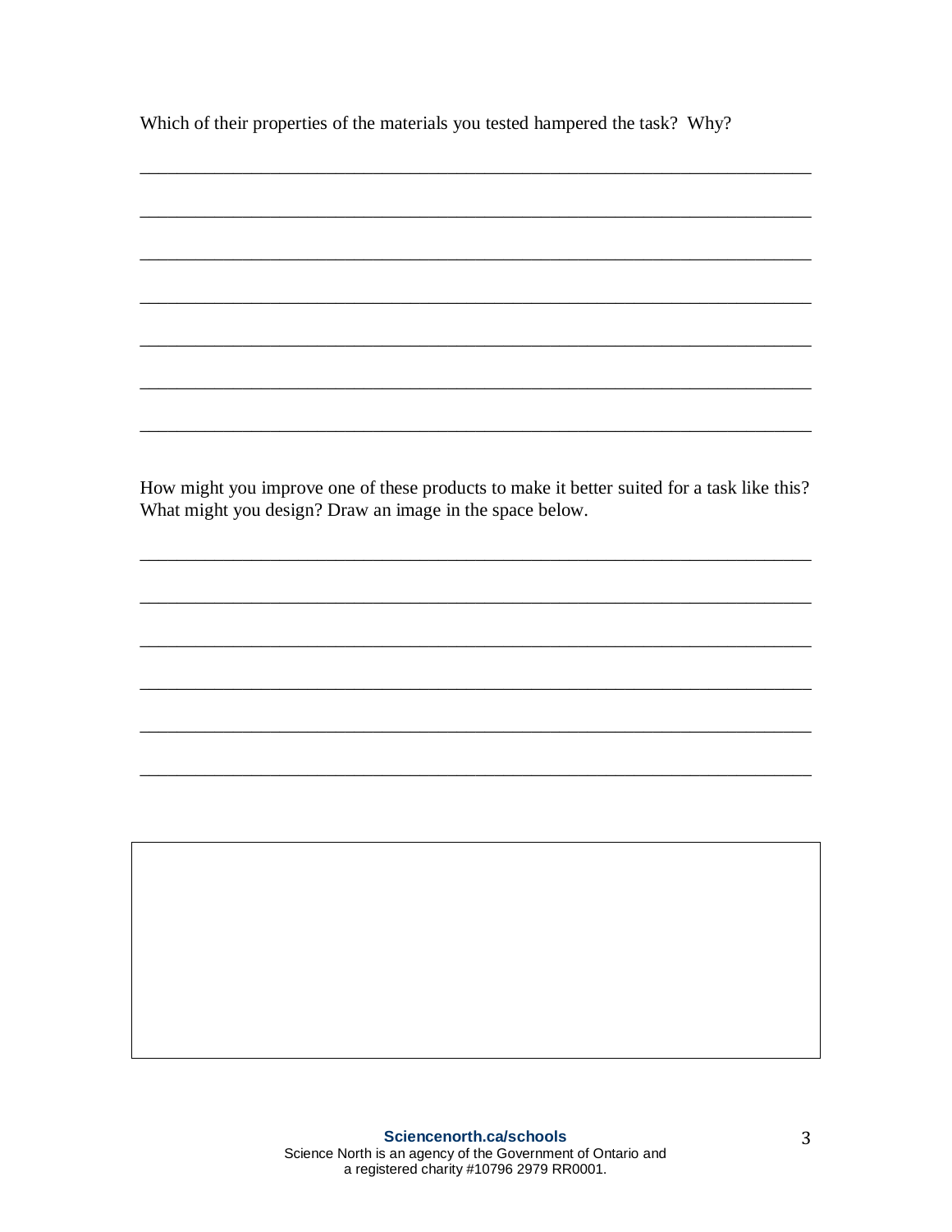Which of their properties of the materials you tested hampered the task? Why?

___________________________________________________________________________

___________________________________________________________________________

___________________________________________________________________________

___________________________________________________________________________

___________________________________________________________________________

___________________________________________________________________________

___________________________________________________________________________

How might you improve one of these products to make it better suited for a task like this? What might you design? Draw an image in the space below.

___________________________________________________________________________

___________________________________________________________________________

___________________________________________________________________________

___________________________________________________________________________

___________________________________________________________________________

___________________________________________________________________________

**Sciencenorth.ca/schools**
Science North is an agency of the Government of Ontario and
a registered charity #10796 2979 RR0001.